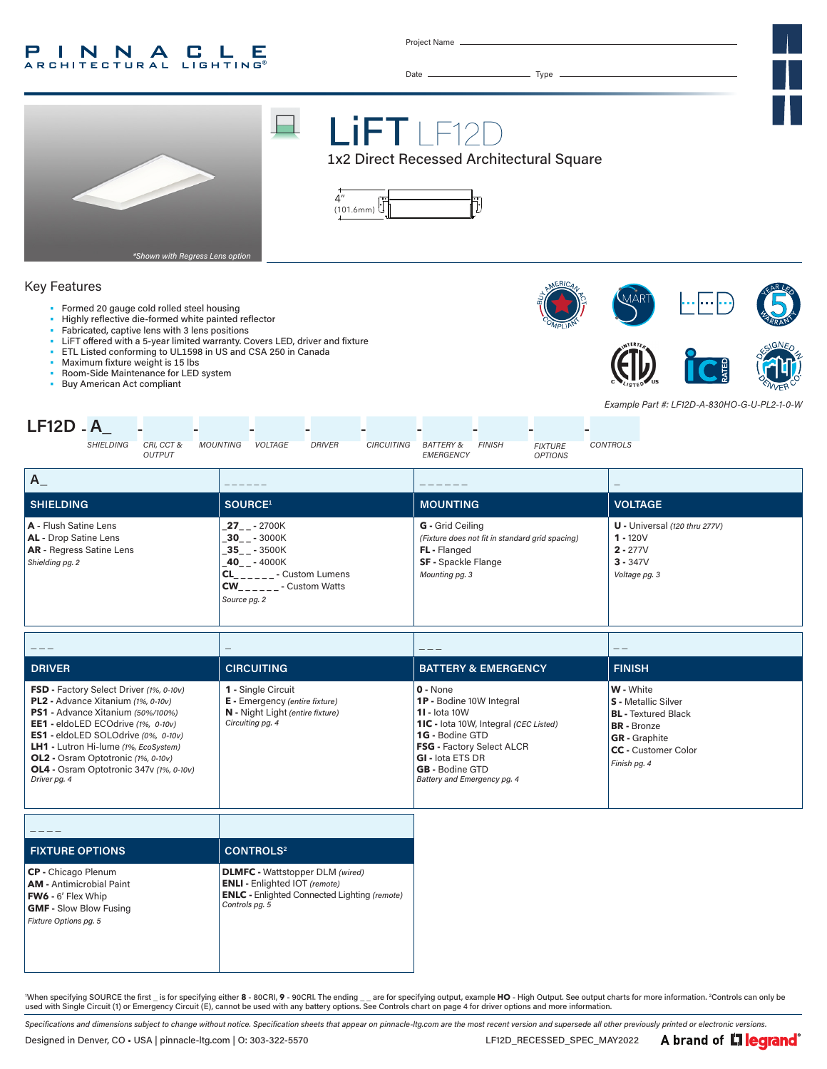PINNACLE ARCHITECTURAL LIGHTING®

Project Name ______________________

Date ______________ Type ______________

# LiFT LF12D

## 1x2 Direct Recessed Architectural Square

4" (101.6mm)

*Shown with Regress Lens option*

## Key Features

- Formed 20 gauge cold rolled steel housing
- Highly reflective die-formed white painted reflector
- Fabricated, captive lens with 3 lens positions
- LiFT offered with a 5-year limited warranty. Covers LED, driver and fixture
- ETL Listed conforming to UL1598 in US and CSA 250 in Canada
- Maximum fixture weight is 15 lbs
- Room-Side Maintenance for LED system
- Buy American Act compliant

*Example Part #: LF12D-A-830HO-G-U-PL2-1-0-W*

**LF12D - A_ - _ - _ - _ - _ - _ - _ - _ - _ - _**

*SHIELDING - CRI, CCT & OUTPUT - MOUNTING - VOLTAGE - DRIVER - CIRCUITING - BATTERY & EMERGENCY - FINISH - FIXTURE OPTIONS - CONTROLS*

| A_ | _ _ _ _ _ _ | _ _ _ _ _ _ | _ |
|---|---|---|---|
| **SHIELDING** | **SOURCE[1]** | **MOUNTING** | **VOLTAGE** |
| **A** - Flush Satine Lens<br>**AL** - Drop Satine Lens<br>**AR** - Regress Satine Lens<br>*Shielding pg. 2* | **_27_ _** - 2700K<br>**_30_ _** - 3000K<br>**_35_ _** - 3500K<br>**_40_ _** - 4000K<br>**CL_ _ _ _ _ _** - Custom Lumens<br>**CW_ _ _ _ _ _** - Custom Watts<br>*Source pg. 2* | **G** - Grid Ceiling<br>*(Fixture does not fit in standard grid spacing)*<br>**FL** - Flanged<br>**SF** - Spackle Flange<br>*Mounting pg. 3* | **U** - Universal *(120 thru 277V)*<br>**1** - 120V<br>**2** - 277V<br>**3** - 347V<br>*Voltage pg. 3* |

| _ _ _ | _ | _ _ _ | _ _ |
|---|---|---|---|
| **DRIVER** | **CIRCUITING** | **BATTERY & EMERGENCY** | **FINISH** |
| **FSD** - Factory Select Driver *(1%, 0-10v)*<br>**PL2** - Advance Xitanium *(1%, 0-10v)*<br>**PS1** - Advance Xitanium *(50%/100%)*<br>**EE1** - eldoLED ECOdrive *(1%, 0-10v)*<br>**ES1** - eldoLED SOLOdrive *(0%, 0-10v)*<br>**LH1** - Lutron Hi-lume *(1%, EcoSystem)*<br>**OL2** - Osram Optotronic *(1%, 0-10v)*<br>**OL4** - Osram Optotronic 347v *(1%, 0-10v)*<br>*Driver pg. 4* | **1** - Single Circuit<br>**E** - Emergency *(entire fixture)*<br>**N** - Night Light *(entire fixture)*<br>*Circuiting pg. 4* | **0** - None<br>**1P** - Bodine 10W Integral<br>**1I** - Iota 10W<br>**1IC** - Iota 10W, Integral *(CEC Listed)*<br>**1G** - Bodine GTD<br>**FSG** - Factory Select ALCR<br>**GI** - Iota ETS DR<br>**GB** - Bodine GTD<br>*Battery and Emergency pg. 4* | **W** - White<br>**S** - Metallic Silver<br>**BL** - Textured Black<br>**BR** - Bronze<br>**GR** - Graphite<br>**CC** - Customer Color<br>*Finish pg. 4* |

| _ _ _ _ | |
|---|---|
| **FIXTURE OPTIONS** | **CONTROLS[2]** |
| **CP** - Chicago Plenum<br>**AM** - Antimicrobial Paint<br>**FW6** - 6' Flex Whip<br>**GMF** - Slow Blow Fusing<br>*Fixture Options pg. 5* | **DLMFC** - Wattstopper DLM *(wired)*<br>**ENLI** - Enlighted IOT *(remote)*<br>**ENLC** - Enlighted Connected Lighting *(remote)*<br>*Controls pg. 5* |

[1]When specifying SOURCE the first _ is for specifying either **8** - 80CRI, **9** - 90CRI. The ending _ _ are for specifying output, example **HO** - High Output. See output charts for more information. [2]Controls can only be used with Single Circuit (1) or Emergency Circuit (E), cannot be used with any battery options. See Controls chart on page 4 for driver options and more information.

*Specifications and dimensions subject to change without notice. Specification sheets that appear on pinnacle-ltg.com are the most recent version and supersede all other previously printed or electronic versions.*

Designed in Denver, CO • USA | pinnacle-ltg.com | O: 303-322-5570 — LF12D_RECESSED_SPEC_MAY2022 — A brand of legrand®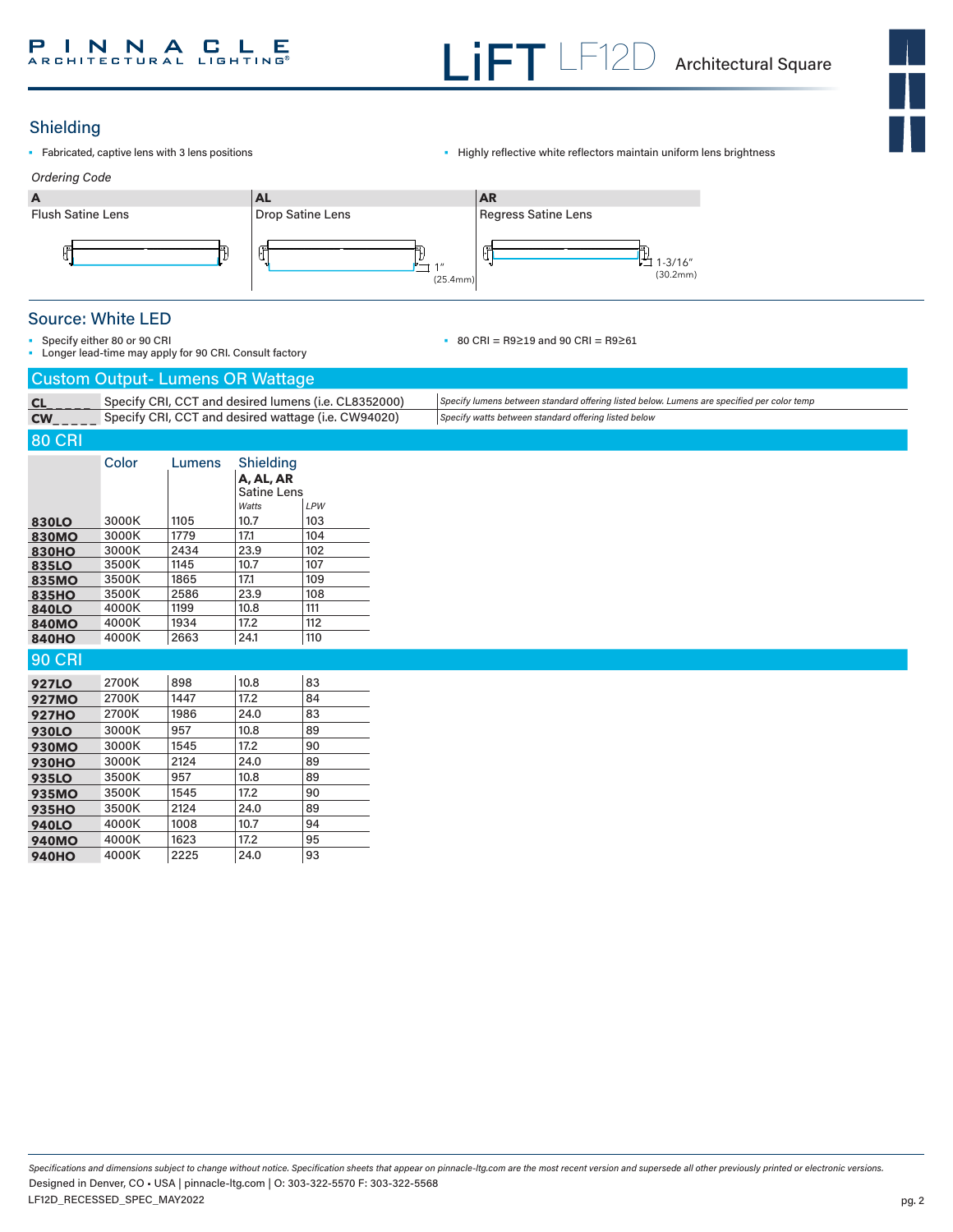## Shielding

- Fabricated, captive lens with 3 lens positions
- Highly reflective white reflectors maintain uniform lens brightness

*Ordering Code*

| A | AL | AR |
|---|---|---|
| Flush Satine Lens | Drop Satine Lens | Regress Satine Lens |
| | 1" (25.4mm) | 1-3/16" (30.2mm) |

## Source: White LED

- Specify either 80 or 90 CRI
- Longer lead-time may apply for 90 CRI. Consult factory
- 80 CRI = R9≥19 and 90 CRI = R9≥61

## Custom Output- Lumens OR Wattage

| | | |
|---|---|---|
| **CL_ _ _ _ _** | Specify CRI, CCT and desired lumens (i.e. CL8352000) | *Specify lumens between standard offering listed below. Lumens are specified per color temp* |
| **CW_ _ _ _ _** | Specify CRI, CCT and desired wattage (i.e. CW94020) | *Specify watts between standard offering listed below* |

## 80 CRI

| | Color | Lumens | Shielding **A, AL, AR** Satine Lens *Watts* | *LPW* |
|---|---|---|---|---|
| **830LO** | 3000K | 1105 | 10.7 | 103 |
| **830MO** | 3000K | 1779 | 17.1 | 104 |
| **830HO** | 3000K | 2434 | 23.9 | 102 |
| **835LO** | 3500K | 1145 | 10.7 | 107 |
| **835MO** | 3500K | 1865 | 17.1 | 109 |
| **835HO** | 3500K | 2586 | 23.9 | 108 |
| **840LO** | 4000K | 1199 | 10.8 | 111 |
| **840MO** | 4000K | 1934 | 17.2 | 112 |
| **840HO** | 4000K | 2663 | 24.1 | 110 |

## 90 CRI

| | Color | Lumens | Watts | LPW |
|---|---|---|---|---|
| **927LO** | 2700K | 898 | 10.8 | 83 |
| **927MO** | 2700K | 1447 | 17.2 | 84 |
| **927HO** | 2700K | 1986 | 24.0 | 83 |
| **930LO** | 3000K | 957 | 10.8 | 89 |
| **930MO** | 3000K | 1545 | 17.2 | 90 |
| **930HO** | 3000K | 2124 | 24.0 | 89 |
| **935LO** | 3500K | 957 | 10.8 | 89 |
| **935MO** | 3500K | 1545 | 17.2 | 90 |
| **935HO** | 3500K | 2124 | 24.0 | 89 |
| **940LO** | 4000K | 1008 | 10.7 | 94 |
| **940MO** | 4000K | 1623 | 17.2 | 95 |
| **940HO** | 4000K | 2225 | 24.0 | 93 |

*Specifications and dimensions subject to change without notice. Specification sheets that appear on pinnacle-ltg.com are the most recent version and supersede all other previously printed or electronic versions.*

Designed in Denver, CO • USA | pinnacle-ltg.com | O: 303-322-5570 F: 303-322-5568

LF12D_RECESSED_SPEC_MAY2022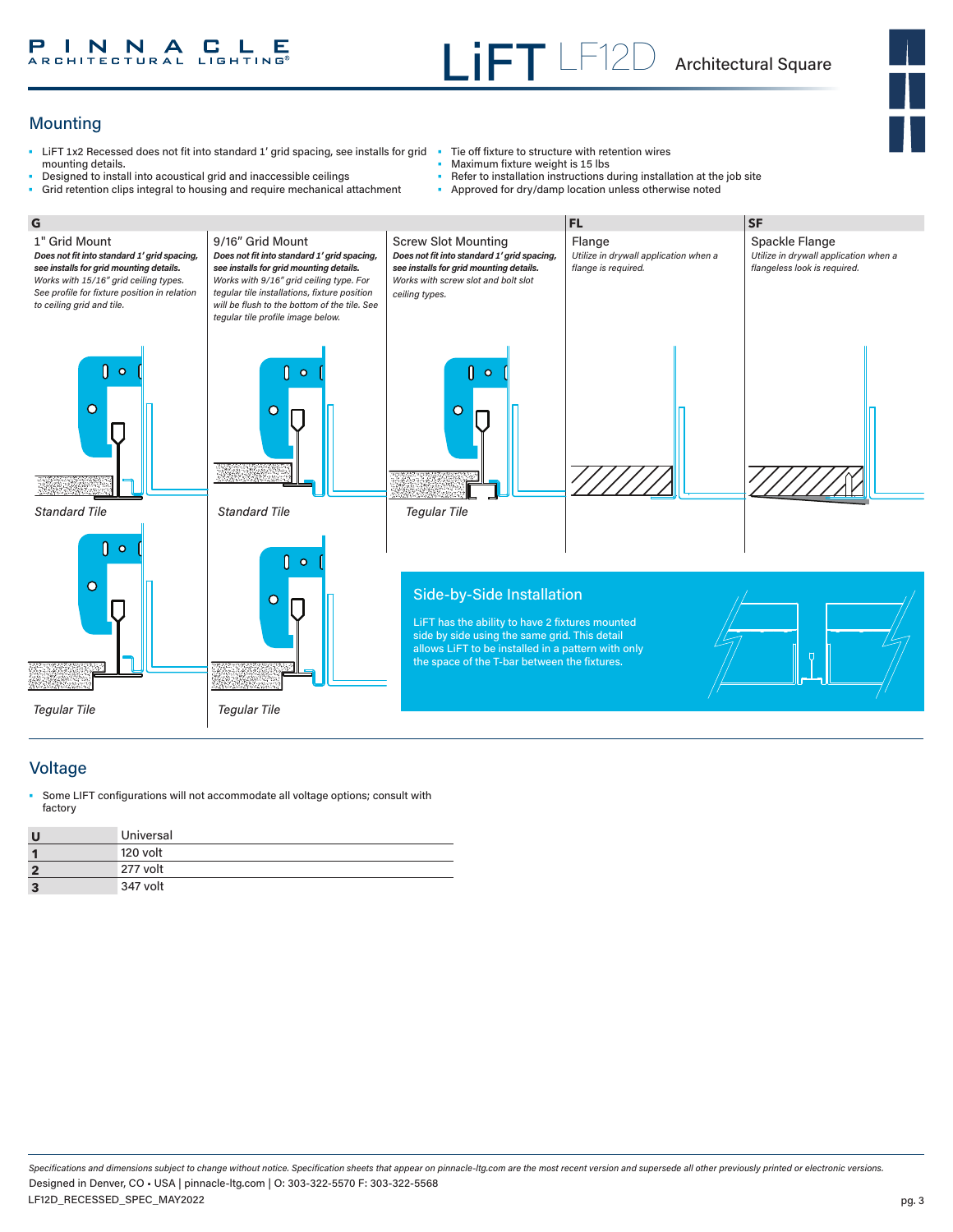## Mounting

- LiFT 1x2 Recessed does not fit into standard 1' grid spacing, see installs for grid mounting details.
- Designed to install into acoustical grid and inaccessible ceilings
- Grid retention clips integral to housing and require mechanical attachment
- Tie off fixture to structure with retention wires
- Maximum fixture weight is 15 lbs
- Refer to installation instructions during installation at the job site
- Approved for dry/damp location unless otherwise noted

### G

**1" Grid Mount**

***Does not fit into standard 1' grid spacing, see installs for grid mounting details.*** *Works with 15/16" grid ceiling types. See profile for fixture position in relation to ceiling grid and tile.*

*Standard Tile*

*Tegular Tile*

**9/16" Grid Mount**

***Does not fit into standard 1' grid spacing, see installs for grid mounting details.*** *Works with 9/16" grid ceiling type. For tegular tile installations, fixture position will be flush to the bottom of the tile. See tegular tile profile image below.*

*Standard Tile*

*Tegular Tile*

**Screw Slot Mounting**

***Does not fit into standard 1' grid spacing, see installs for grid mounting details.*** *Works with screw slot and bolt slot ceiling types.*

*Tegular Tile*

### FL

**Flange**

*Utilize in drywall application when a flange is required.*

### SF

**Spackle Flange**

*Utilize in drywall application when a flangeless look is required.*

### Side-by-Side Installation

LiFT has the ability to have 2 fixtures mounted side by side using the same grid. This detail allows LiFT to be installed in a pattern with only the space of the T-bar between the fixtures.

## Voltage

- Some LIFT configurations will not accommodate all voltage options; consult with factory

| | |
|---|---|
| **U** | Universal |
| **1** | 120 volt |
| **2** | 277 volt |
| **3** | 347 volt |

*Specifications and dimensions subject to change without notice. Specification sheets that appear on pinnacle-ltg.com are the most recent version and supersede all other previously printed or electronic versions.*
Designed in Denver, CO • USA | pinnacle-ltg.com | O: 303-322-5570 F: 303-322-5568
LF12D_RECESSED_SPEC_MAY2022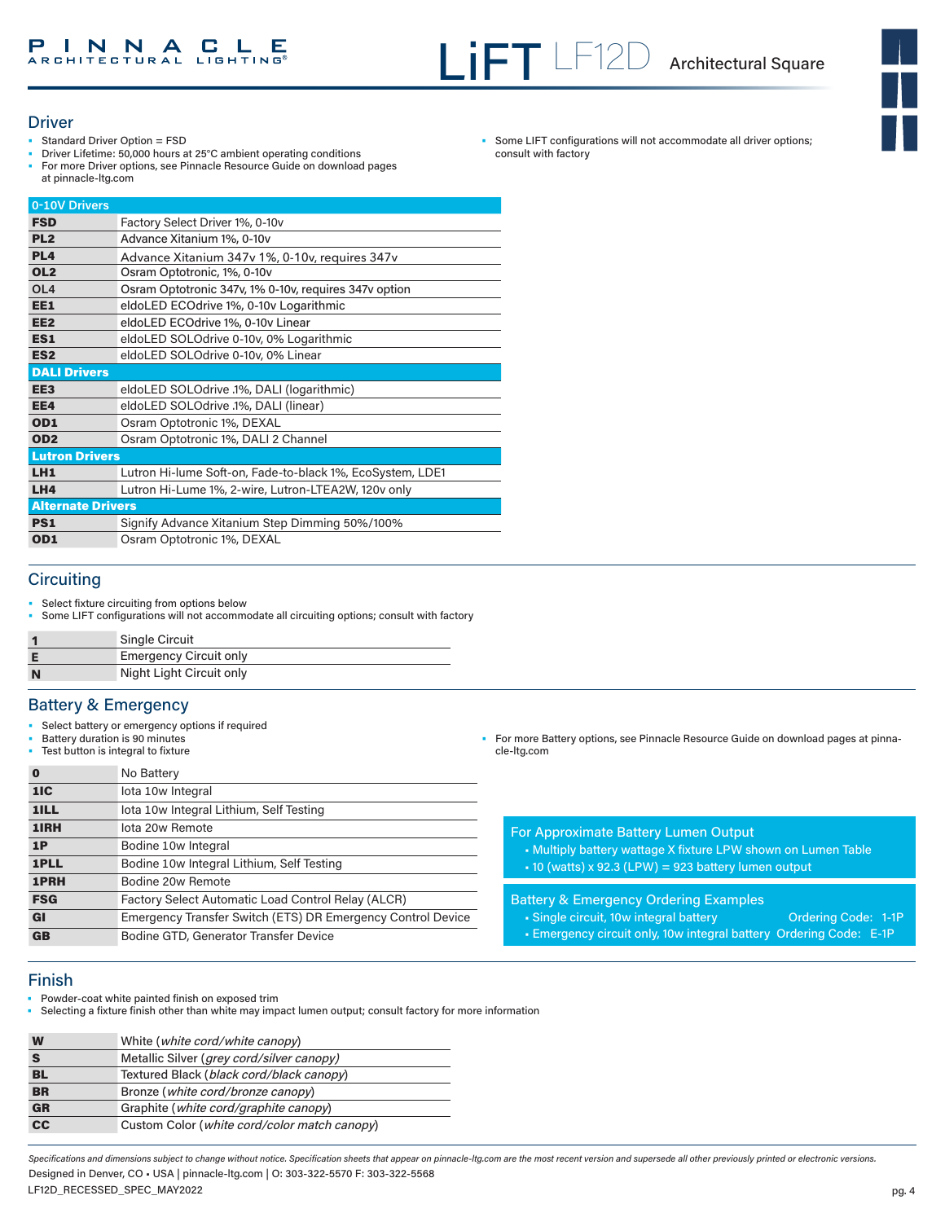## Driver

- Standard Driver Option = FSD
- Driver Lifetime: 50,000 hours at 25°C ambient operating conditions
- For more Driver options, see Pinnacle Resource Guide on download pages at pinnacle-ltg.com
- Some LIFT configurations will not accommodate all driver options; consult with factory

| 0-10V Drivers | |
|---|---|
| **FSD** | Factory Select Driver 1%, 0-10v |
| **PL2** | Advance Xitanium 1%, 0-10v |
| **PL4** | Advance Xitanium 347v 1%, 0-10v, requires 347v |
| **OL2** | Osram Optotronic, 1%, 0-10v |
| OL4 | Osram Optotronic 347v, 1% 0-10v, requires 347v option |
| **EE1** | eldoLED ECOdrive 1%, 0-10v Logarithmic |
| **EE2** | eldoLED ECOdrive 1%, 0-10v Linear |
| **ES1** | eldoLED SOLOdrive 0-10v, 0% Logarithmic |
| **ES2** | eldoLED SOLOdrive 0-10v, 0% Linear |
| **DALI Drivers** | |
| **EE3** | eldoLED SOLOdrive .1%, DALI (logarithmic) |
| **EE4** | eldoLED SOLOdrive .1%, DALI (linear) |
| **OD1** | Osram Optotronic 1%, DEXAL |
| **OD2** | Osram Optotronic 1%, DALI 2 Channel |
| **Lutron Drivers** | |
| **LH1** | Lutron Hi-lume Soft-on, Fade-to-black 1%, EcoSystem, LDE1 |
| **LH4** | Lutron Hi-Lume 1%, 2-wire, Lutron-LTEA2W, 120v only |
| **Alternate Drivers** | |
| **PS1** | Signify Advance Xitanium Step Dimming 50%/100% |
| **OD1** | Osram Optotronic 1%, DEXAL |

## Circuiting

- Select fixture circuiting from options below
- Some LIFT configurations will not accommodate all circuiting options; consult with factory

| | |
|---|---|
| **1** | Single Circuit |
| **E** | Emergency Circuit only |
| **N** | Night Light Circuit only |

## Battery & Emergency

- Select battery or emergency options if required
- Battery duration is 90 minutes
- Test button is integral to fixture
- For more Battery options, see Pinnacle Resource Guide on download pages at pinnacle-ltg.com

| | |
|---|---|
| **0** | No Battery |
| **1IC** | Iota 10w Integral |
| **1ILL** | Iota 10w Integral Lithium, Self Testing |
| **1IRH** | Iota 20w Remote |
| **1P** | Bodine 10w Integral |
| **1PLL** | Bodine 10w Integral Lithium, Self Testing |
| **1PRH** | Bodine 20w Remote |
| **FSG** | Factory Select Automatic Load Control Relay (ALCR) |
| **GI** | Emergency Transfer Switch (ETS) DR Emergency Control Device |
| **GB** | Bodine GTD, Generator Transfer Device |

**For Approximate Battery Lumen Output**
- Multiply battery wattage X fixture LPW shown on Lumen Table
- 10 (watts) x 92.3 (LPW) = 923 battery lumen output

**Battery & Emergency Ordering Examples**
- Single circuit, 10w integral battery — Ordering Code: 1-1P
- Emergency circuit only, 10w integral battery — Ordering Code: E-1P

## Finish

- Powder-coat white painted finish on exposed trim
- Selecting a fixture finish other than white may impact lumen output; consult factory for more information

| | |
|---|---|
| **W** | White (*white cord/white canopy*) |
| **S** | Metallic Silver (*grey cord/silver canopy)* |
| **BL** | Textured Black (*black cord/black canopy*) |
| **BR** | Bronze (*white cord/bronze canopy*) |
| **GR** | Graphite (*white cord/graphite canopy*) |
| **CC** | Custom Color (*white cord/color match canopy*) |

*Specifications and dimensions subject to change without notice. Specification sheets that appear on pinnacle-ltg.com are the most recent version and supersede all other previously printed or electronic versions.*

Designed in Denver, CO • USA | pinnacle-ltg.com | O: 303-322-5570 F: 303-322-5568

LF12D_RECESSED_SPEC_MAY2022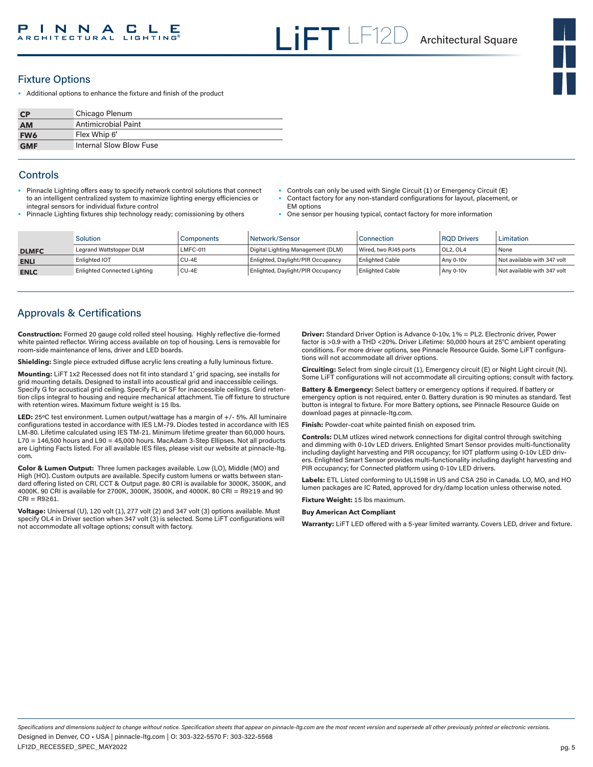## Fixture Options

- Additional options to enhance the fixture and finish of the product

| | |
|---|---|
| **CP** | Chicago Plenum |
| **AM** | Antimicrobial Paint |
| **FW6** | Flex Whip 6' |
| **GMF** | Internal Slow Blow Fuse |

## Controls

- Pinnacle Lighting offers easy to specify network control solutions that connect to an intelligent centralized system to maximize lighting energy efficiencies or integral sensors for individual fixture control
- Pinnacle Lighting fixtures ship technology ready; comissioning by others
- Controls can only be used with Single Circuit (1) or Emergency Circuit (E)
- Contact factory for any non-standard configurations for layout, placement, or EM options
- One sensor per housing typical, contact factory for more information

| | Solution | Components | Network/Sensor | Connection | RQD Drivers | Limitation |
|---|---|---|---|---|---|---|
| **DLMFC** | Legrand Wattstopper DLM | LMFC-011 | Digital Lighting Management (DLM) | Wired, two RJ45 ports | OL2, OL4 | None |
| **ENLI** | Enlighted IOT | CU-4E | Enlighted, Daylight/PIR Occupancy | Enlighted Cable | Any 0-10v | Not available with 347 volt |
| **ENLC** | Enlighted Connected Lighting | CU-4E | Enlighted, Daylight/PIR Occupancy | Enlighted Cable | Any 0-10v | Not available with 347 volt |

## Approvals & Certifications

**Construction:** Formed 20 gauge cold rolled steel housing. Highly reflective die-formed white painted reflector. Wiring access available on top of housing. Lens is removable for room-side maintenance of lens, driver and LED boards.

**Shielding:** Single piece extruded diffuse acrylic lens creating a fully luminous fixture.

**Mounting:** LiFT 1x2 Recessed does not fit into standard 1' grid spacing, see installs for grid mounting details. Designed to install into acoustical grid and inaccessible ceilings. Specify G for acoustical grid ceiling. Specify FL or SF for inaccessible ceilings. Grid retention clips integral to housing and require mechanical attachment. Tie off fixture to structure with retention wires. Maximum fixture weight is 15 lbs.

**LED:** 25ºC test environment. Lumen output/wattage has a margin of +/- 5%. All luminaire configurations tested in accordance with IES LM-79. Diodes tested in accordance with IES LM-80. Lifetime calculated using IES TM-21. Minimum lifetime greater than 60,000 hours. L70 = 146,500 hours and L90 = 45,000 hours. MacAdam 3-Step Ellipses. Not all products are Lighting Facts listed. For all available IES files, please visit our website at pinnacle-ltg.com.

**Color & Lumen Output:** Three lumen packages available. Low (LO), Middle (MO) and High (HO). Custom outputs are available. Specify custom lumens or watts between standard offering listed on CRI, CCT & Output page. 80 CRI is available for 3000K, 3500K, and 4000K. 90 CRI is available for 2700K, 3000K, 3500K, and 4000K. 80 CRI = R9≥19 and 90 CRI = R9≥61.

**Voltage:** Universal (U), 120 volt (1), 277 volt (2) and 347 volt (3) options available. Must specify OL4 in Driver section when 347 volt (3) is selected. Some LiFT configurations will not accommodate all voltage options; consult with factory.

**Driver:** Standard Driver Option is Advance 0-10v, 1% = PL2. Electronic driver, Power factor is >0.9 with a THD <20%. Driver Lifetime: 50,000 hours at 25°C ambient operating conditions. For more driver options, see Pinnacle Resource Guide. Some LiFT configurations will not accommodate all driver options.

**Circuiting:** Select from single circuit (1), Emergency circuit (E) or Night Light circuit (N). Some LiFT configurations will not accommodate all circuiting options; consult with factory.

**Battery & Emergency:** Select battery or emergency options if required. If battery or emergency option is not required, enter 0. Battery duration is 90 minutes as standard. Test button is integral to fixture. For more Battery options, see Pinnacle Resource Guide on download pages at pinnacle-ltg.com.

**Finish:** Powder-coat white painted finish on exposed trim.

**Controls:** DLM utlizes wired network connections for digital control through switching and dimming with 0-10v LED drivers. Enlighted Smart Sensor provides multi-functionality including daylight harvesting and PIR occupancy; for IOT platform using 0-10v LED drivers. Enlighted Smart Sensor provides multi-functionality including daylight harvesting and PIR occupancy; for Connected platform using 0-10v LED drivers.

**Labels:** ETL Listed conforming to UL1598 in US and CSA 250 in Canada. LO, MO, and HO lumen packages are IC Rated, approved for dry/damp location unless otherwise noted.

**Fixture Weight:** 15 lbs maximum.

**Buy American Act Compliant**

**Warranty:** LiFT LED offered with a 5-year limited warranty. Covers LED, driver and fixture.

*Specifications and dimensions subject to change without notice. Specification sheets that appear on pinnacle-ltg.com are the most recent version and supersede all other previously printed or electronic versions.*

Designed in Denver, CO • USA | pinnacle-ltg.com | O: 303-322-5570 F: 303-322-5568

LF12D_RECESSED_SPEC_MAY2022